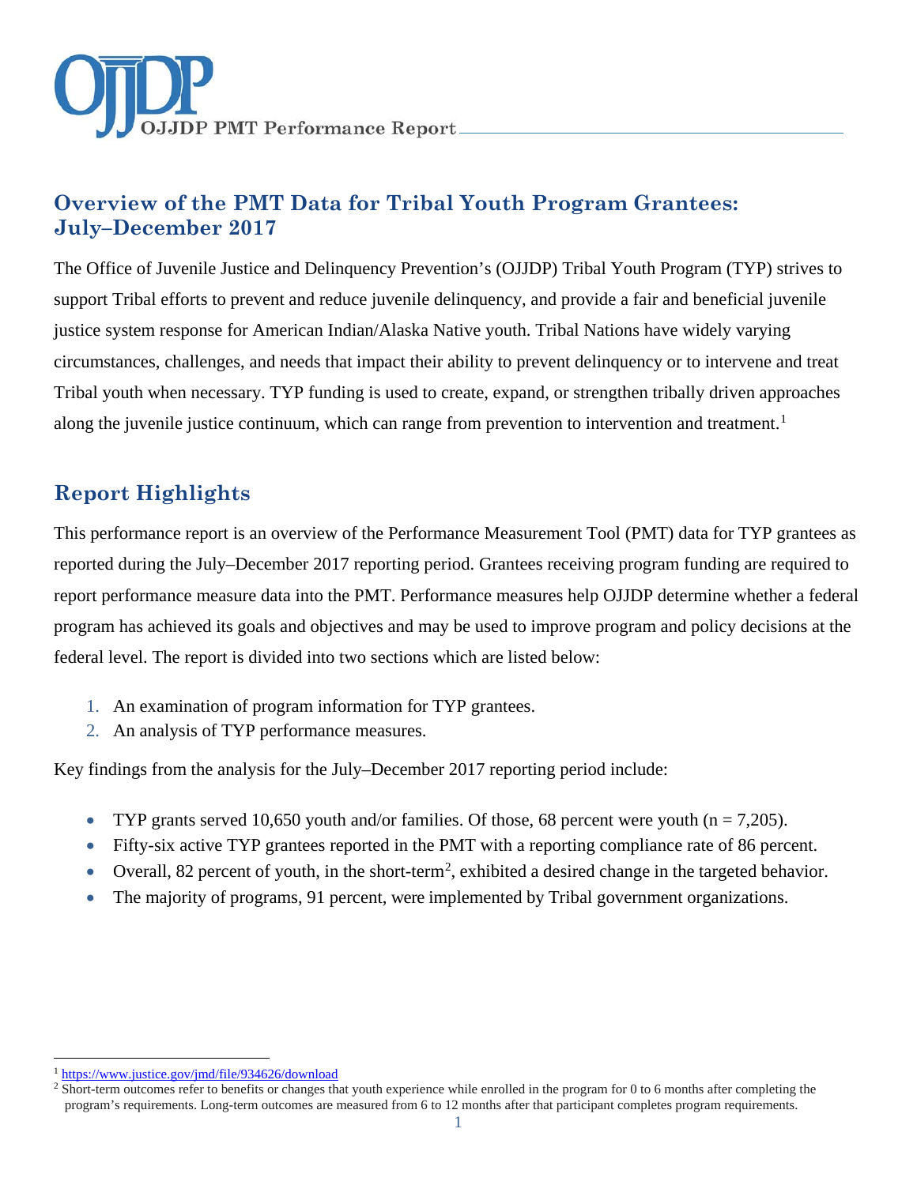OJJDP PMT Performance Report

## Overview of the PMT Data for Tribal Youth Program Grantees: July–December 2017

The Office of Juvenile Justice and Delinquency Prevention's (OJJDP) Tribal Youth Program (TYP) strives to support Tribal efforts to prevent and reduce juvenile delinquency, and provide a fair and beneficial juvenile justice system response for American Indian/Alaska Native youth. Tribal Nations have widely varying circumstances, challenges, and needs that impact their ability to prevent delinquency or to intervene and treat Tribal youth when necessary. TYP funding is used to create, expand, or strengthen tribally driven approaches along the juvenile justice continuum, which can range from prevention to intervention and treatment.[1]

## Report Highlights

This performance report is an overview of the Performance Measurement Tool (PMT) data for TYP grantees as reported during the July–December 2017 reporting period. Grantees receiving program funding are required to report performance measure data into the PMT. Performance measures help OJJDP determine whether a federal program has achieved its goals and objectives and may be used to improve program and policy decisions at the federal level. The report is divided into two sections which are listed below:

1. An examination of program information for TYP grantees.
2. An analysis of TYP performance measures.

Key findings from the analysis for the July–December 2017 reporting period include:

- TYP grants served 10,650 youth and/or families. Of those, 68 percent were youth (n = 7,205).
- Fifty-six active TYP grantees reported in the PMT with a reporting compliance rate of 86 percent.
- Overall, 82 percent of youth, in the short-term[2], exhibited a desired change in the targeted behavior.
- The majority of programs, 91 percent, were implemented by Tribal government organizations.

---

[1] https://www.justice.gov/jmd/file/934626/download

[2] Short-term outcomes refer to benefits or changes that youth experience while enrolled in the program for 0 to 6 months after completing the program's requirements. Long-term outcomes are measured from 6 to 12 months after that participant completes program requirements.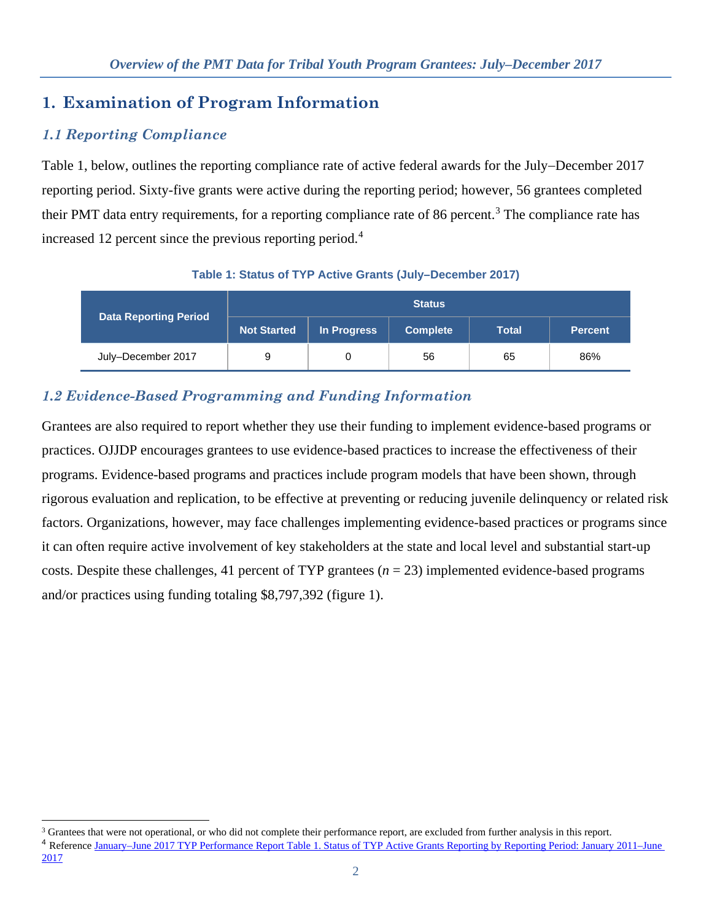# 1. Examination of Program Information

## 1.1 Reporting Compliance

Table 1, below, outlines the reporting compliance rate of active federal awards for the July–December 2017 reporting period. Sixty-five grants were active during the reporting period; however, 56 grantees completed their PMT data entry requirements, for a reporting compliance rate of 86 percent.[3] The compliance rate has increased 12 percent since the previous reporting period.[4]

**Table 1: Status of TYP Active Grants (July–December 2017)**

| Data Reporting Period | Status | | | | |
|---|---|---|---|---|---|
| | Not Started | In Progress | Complete | Total | Percent |
| July–December 2017 | 9 | 0 | 56 | 65 | 86% |

## 1.2 Evidence-Based Programming and Funding Information

Grantees are also required to report whether they use their funding to implement evidence-based programs or practices. OJJDP encourages grantees to use evidence-based practices to increase the effectiveness of their programs. Evidence-based programs and practices include program models that have been shown, through rigorous evaluation and replication, to be effective at preventing or reducing juvenile delinquency or related risk factors. Organizations, however, may face challenges implementing evidence-based practices or programs since it can often require active involvement of key stakeholders at the state and local level and substantial start-up costs. Despite these challenges, 41 percent of TYP grantees ($n$ = 23) implemented evidence-based programs and/or practices using funding totaling $8,797,392 (figure 1).

---

[3] Grantees that were not operational, or who did not complete their performance report, are excluded from further analysis in this report.

[4] Reference January–June 2017 TYP Performance Report Table 1. Status of TYP Active Grants Reporting by Reporting Period: January 2011–June 2017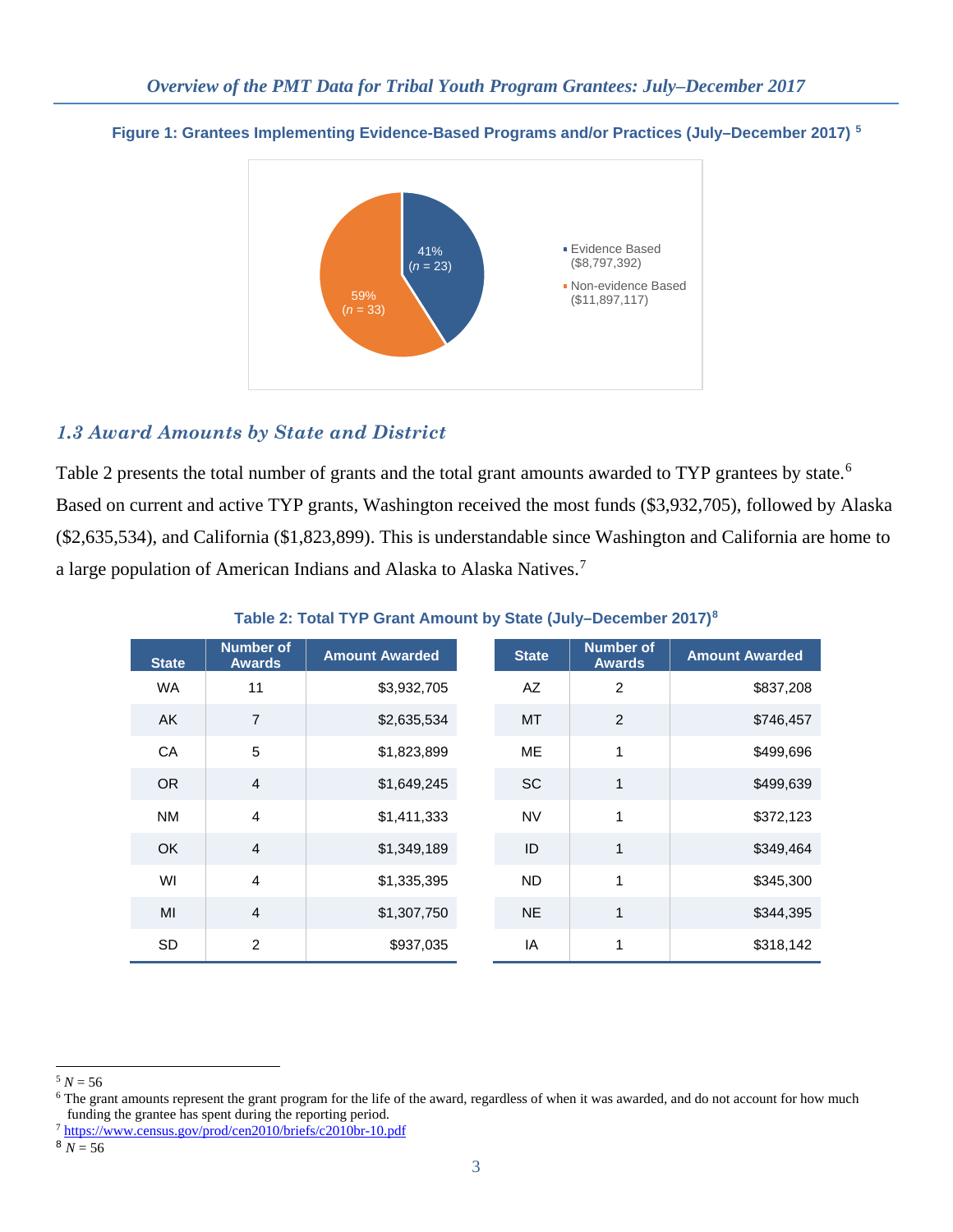**Figure 1: Grantees Implementing Evidence-Based Programs and/or Practices (July–December 2017)** [5]

- Evidence Based ($8,797,392): 41% ($n$ = 23)
- Non-evidence Based ($11,897,117): 59% ($n$ = 33)

## *1.3 Award Amounts by State and District*

Table 2 presents the total number of grants and the total grant amounts awarded to TYP grantees by state.[6] Based on current and active TYP grants, Washington received the most funds ($3,932,705), followed by Alaska ($2,635,534), and California ($1,823,899). This is understandable since Washington and California are home to a large population of American Indians and Alaska to Alaska Natives.[7]

**Table 2: Total TYP Grant Amount by State (July–December 2017)**[8]

| State | Number of Awards | Amount Awarded |
|---|---|---|
| WA | 11 | $3,932,705 |
| AK | 7 | $2,635,534 |
| CA | 5 | $1,823,899 |
| OR | 4 | $1,649,245 |
| NM | 4 | $1,411,333 |
| OK | 4 | $1,349,189 |
| WI | 4 | $1,335,395 |
| MI | 4 | $1,307,750 |
| SD | 2 | $937,035 |
| AZ | 2 | $837,208 |
| MT | 2 | $746,457 |
| ME | 1 | $499,696 |
| SC | 1 | $499,639 |
| NV | 1 | $372,123 |
| ID | 1 | $349,464 |
| ND | 1 | $345,300 |
| NE | 1 | $344,395 |
| IA | 1 | $318,142 |

[5] $N$ = 56

[6] The grant amounts represent the grant program for the life of the award, regardless of when it was awarded, and do not account for how much funding the grantee has spent during the reporting period.

[7] https://www.census.gov/prod/cen2010/briefs/c2010br-10.pdf

[8] $N$ = 56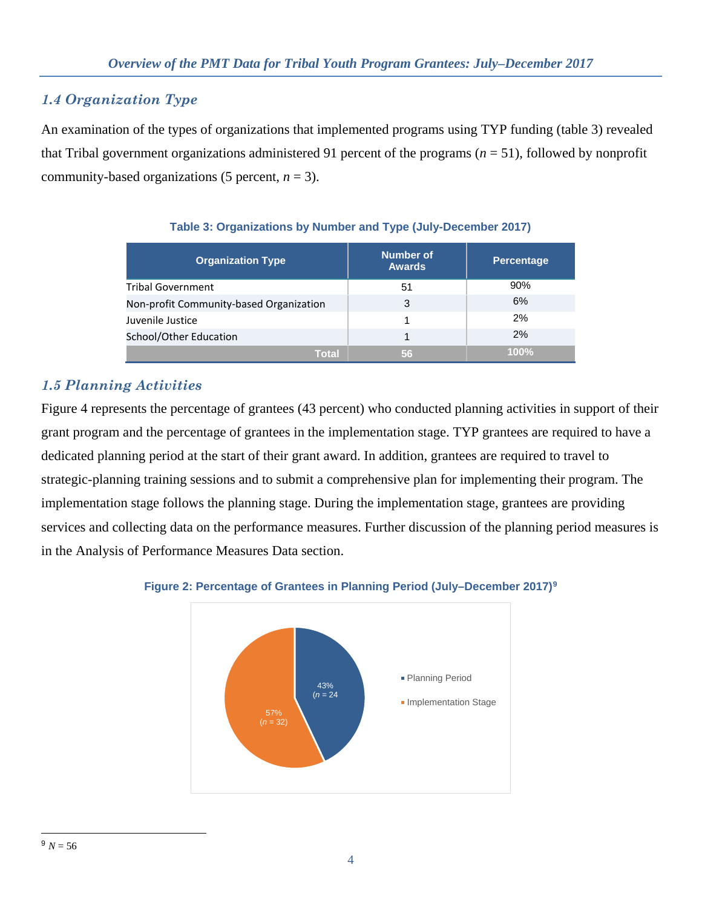## 1.4 Organization Type

An examination of the types of organizations that implemented programs using TYP funding (table 3) revealed that Tribal government organizations administered 91 percent of the programs (*n* = 51), followed by nonprofit community-based organizations (5 percent, *n* = 3).

**Table 3: Organizations by Number and Type (July-December 2017)**

| Organization Type | Number of Awards | Percentage |
|---|---|---|
| Tribal Government | 51 | 90% |
| Non-profit Community-based Organization | 3 | 6% |
| Juvenile Justice | 1 | 2% |
| School/Other Education | 1 | 2% |
| **Total** | **56** | **100%** |

## 1.5 Planning Activities

Figure 4 represents the percentage of grantees (43 percent) who conducted planning activities in support of their grant program and the percentage of grantees in the implementation stage. TYP grantees are required to have a dedicated planning period at the start of their grant award. In addition, grantees are required to travel to strategic-planning training sessions and to submit a comprehensive plan for implementing their program. The implementation stage follows the planning stage. During the implementation stage, grantees are providing services and collecting data on the performance measures. Further discussion of the planning period measures is in the Analysis of Performance Measures Data section.

**Figure 2: Percentage of Grantees in Planning Period (July–December 2017)[9]**

| Stage | Percentage |
|---|---|
| Planning Period | 43% (*n* = 24) |
| Implementation Stage | 57% (*n* = 32) |

[9] *N* = 56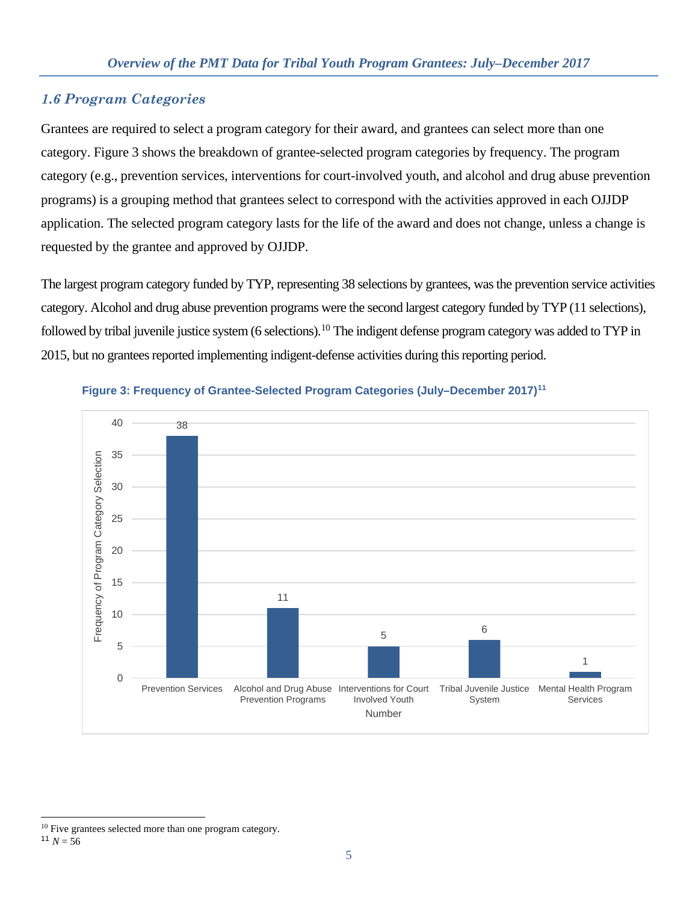## 1.6 Program Categories

Grantees are required to select a program category for their award, and grantees can select more than one category. Figure 3 shows the breakdown of grantee-selected program categories by frequency. The program category (e.g., prevention services, interventions for court-involved youth, and alcohol and drug abuse prevention programs) is a grouping method that grantees select to correspond with the activities approved in each OJJDP application. The selected program category lasts for the life of the award and does not change, unless a change is requested by the grantee and approved by OJJDP.

The largest program category funded by TYP, representing 38 selections by grantees, was the prevention service activities category. Alcohol and drug abuse prevention programs were the second largest category funded by TYP (11 selections), followed by tribal juvenile justice system (6 selections).[10] The indigent defense program category was added to TYP in 2015, but no grantees reported implementing indigent-defense activities during this reporting period.

**Figure 3: Frequency of Grantee-Selected Program Categories (July–December 2017)[11]**

| Number | Frequency of Program Category Selection |
| --- | --- |
| Prevention Services | 38 |
| Alcohol and Drug Abuse Prevention Programs | 11 |
| Interventions for Court Involved Youth | 5 |
| Tribal Juvenile Justice System | 6 |
| Mental Health Program Services | 1 |

[10] Five grantees selected more than one program category.

[11] $N = 56$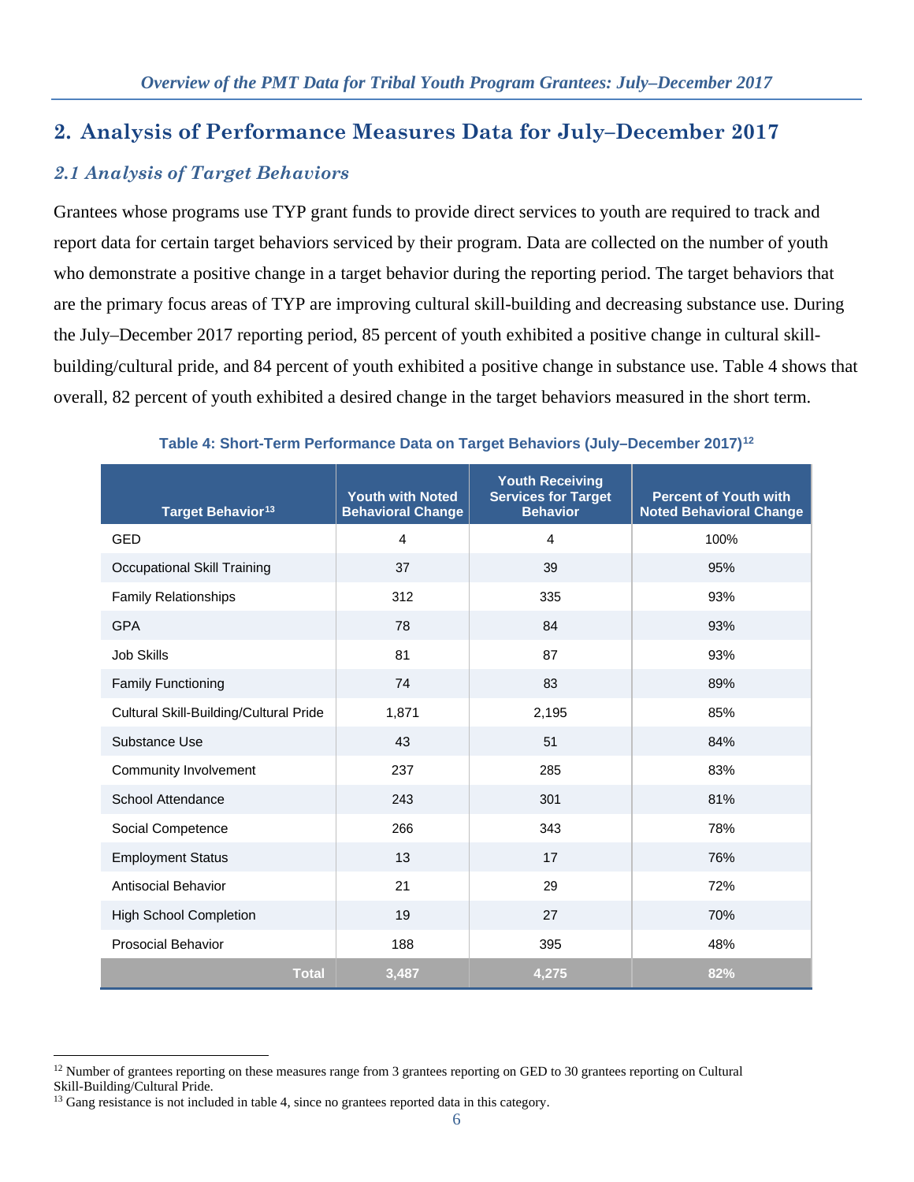## 2. Analysis of Performance Measures Data for July–December 2017

### *2.1 Analysis of Target Behaviors*

Grantees whose programs use TYP grant funds to provide direct services to youth are required to track and report data for certain target behaviors serviced by their program. Data are collected on the number of youth who demonstrate a positive change in a target behavior during the reporting period. The target behaviors that are the primary focus areas of TYP are improving cultural skill-building and decreasing substance use. During the July–December 2017 reporting period, 85 percent of youth exhibited a positive change in cultural skill-building/cultural pride, and 84 percent of youth exhibited a positive change in substance use. Table 4 shows that overall, 82 percent of youth exhibited a desired change in the target behaviors measured in the short term.

**Table 4: Short-Term Performance Data on Target Behaviors (July–December 2017)[12]**

| Target Behavior[13] | Youth with Noted Behavioral Change | Youth Receiving Services for Target Behavior | Percent of Youth with Noted Behavioral Change |
|---|---|---|---|
| GED | 4 | 4 | 100% |
| Occupational Skill Training | 37 | 39 | 95% |
| Family Relationships | 312 | 335 | 93% |
| GPA | 78 | 84 | 93% |
| Job Skills | 81 | 87 | 93% |
| Family Functioning | 74 | 83 | 89% |
| Cultural Skill-Building/Cultural Pride | 1,871 | 2,195 | 85% |
| Substance Use | 43 | 51 | 84% |
| Community Involvement | 237 | 285 | 83% |
| School Attendance | 243 | 301 | 81% |
| Social Competence | 266 | 343 | 78% |
| Employment Status | 13 | 17 | 76% |
| Antisocial Behavior | 21 | 29 | 72% |
| High School Completion | 19 | 27 | 70% |
| Prosocial Behavior | 188 | 395 | 48% |
| **Total** | **3,487** | **4,275** | **82%** |

[12] Number of grantees reporting on these measures range from 3 grantees reporting on GED to 30 grantees reporting on Cultural Skill-Building/Cultural Pride.

[13] Gang resistance is not included in table 4, since no grantees reported data in this category.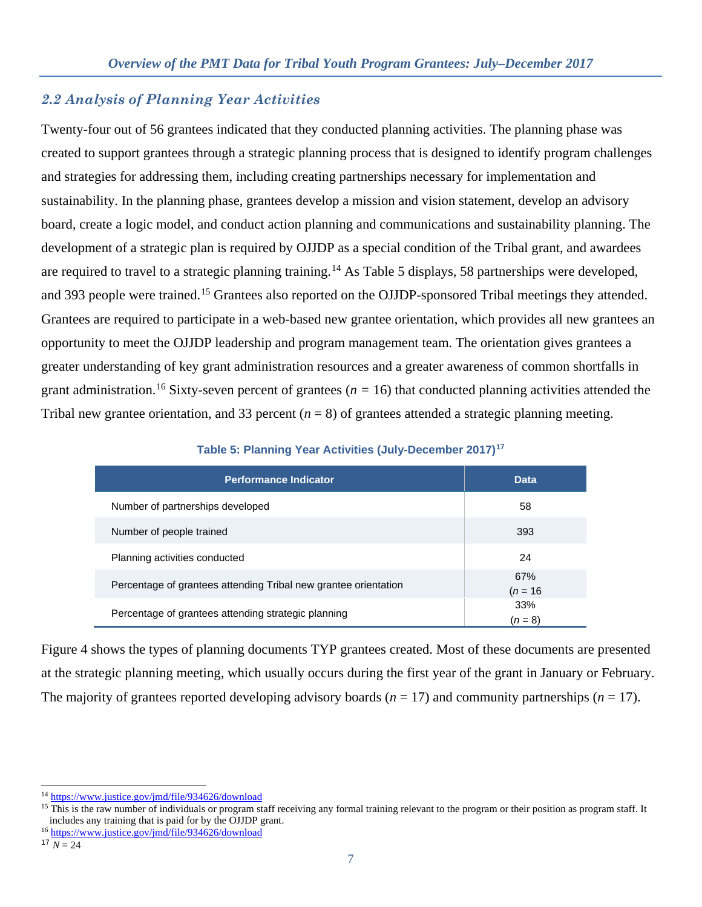## 2.2 Analysis of Planning Year Activities

Twenty-four out of 56 grantees indicated that they conducted planning activities. The planning phase was created to support grantees through a strategic planning process that is designed to identify program challenges and strategies for addressing them, including creating partnerships necessary for implementation and sustainability. In the planning phase, grantees develop a mission and vision statement, develop an advisory board, create a logic model, and conduct action planning and communications and sustainability planning. The development of a strategic plan is required by OJJDP as a special condition of the Tribal grant, and awardees are required to travel to a strategic planning training.[14] As Table 5 displays, 58 partnerships were developed, and 393 people were trained.[15] Grantees also reported on the OJJDP-sponsored Tribal meetings they attended. Grantees are required to participate in a web-based new grantee orientation, which provides all new grantees an opportunity to meet the OJJDP leadership and program management team. The orientation gives grantees a greater understanding of key grant administration resources and a greater awareness of common shortfalls in grant administration.[16] Sixty-seven percent of grantees ($n$ = 16) that conducted planning activities attended the Tribal new grantee orientation, and 33 percent ($n$ = 8) of grantees attended a strategic planning meeting.

**Table 5: Planning Year Activities (July-December 2017)[17]**

| Performance Indicator | Data |
| --- | --- |
| Number of partnerships developed | 58 |
| Number of people trained | 393 |
| Planning activities conducted | 24 |
| Percentage of grantees attending Tribal new grantee orientation | 67% ($n$ = 16 |
| Percentage of grantees attending strategic planning | 33% ($n$ = 8) |

Figure 4 shows the types of planning documents TYP grantees created. Most of these documents are presented at the strategic planning meeting, which usually occurs during the first year of the grant in January or February. The majority of grantees reported developing advisory boards ($n$ = 17) and community partnerships ($n$ = 17).

---

[14] https://www.justice.gov/jmd/file/934626/download

[15] This is the raw number of individuals or program staff receiving any formal training relevant to the program or their position as program staff. It includes any training that is paid for by the OJJDP grant.

[16] https://www.justice.gov/jmd/file/934626/download

[17] $N$ = 24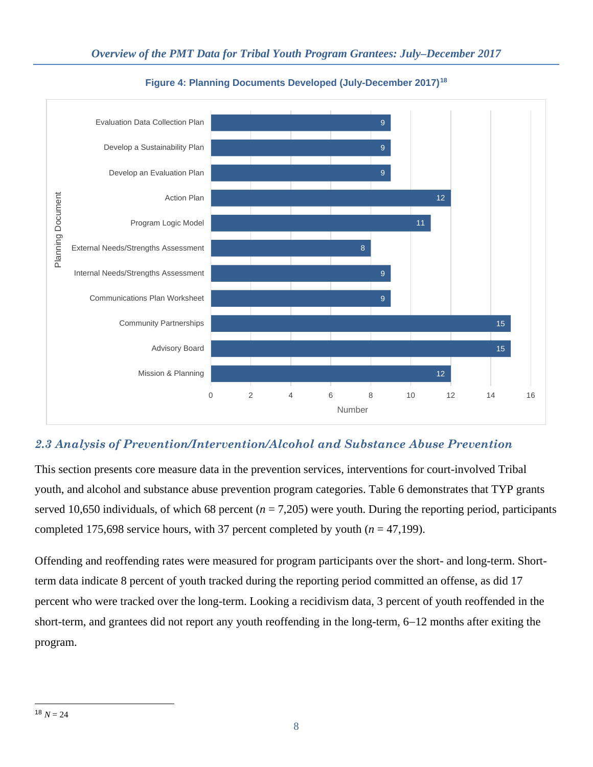**Figure 4: Planning Documents Developed (July-December 2017)**[18]

| Planning Document | Number |
|---|---|
| Evaluation Data Collection Plan | 9 |
| Develop a Sustainability Plan | 9 |
| Develop an Evaluation Plan | 9 |
| Action Plan | 12 |
| Program Logic Model | 11 |
| External Needs/Strengths Assessment | 8 |
| Internal Needs/Strengths Assessment | 9 |
| Communications Plan Worksheet | 9 |
| Community Partnerships | 15 |
| Advisory Board | 15 |
| Mission & Planning | 12 |

## *2.3 Analysis of Prevention/Intervention/Alcohol and Substance Abuse Prevention*

This section presents core measure data in the prevention services, interventions for court-involved Tribal youth, and alcohol and substance abuse prevention program categories. Table 6 demonstrates that TYP grants served 10,650 individuals, of which 68 percent ($n$ = 7,205) were youth. During the reporting period, participants completed 175,698 service hours, with 37 percent completed by youth ($n$ = 47,199).

Offending and reoffending rates were measured for program participants over the short- and long-term. Short-term data indicate 8 percent of youth tracked during the reporting period committed an offense, as did 17 percent who were tracked over the long-term. Looking a recidivism data, 3 percent of youth reoffended in the short-term, and grantees did not report any youth reoffending in the long-term, 6–12 months after exiting the program.

[18] $N$ = 24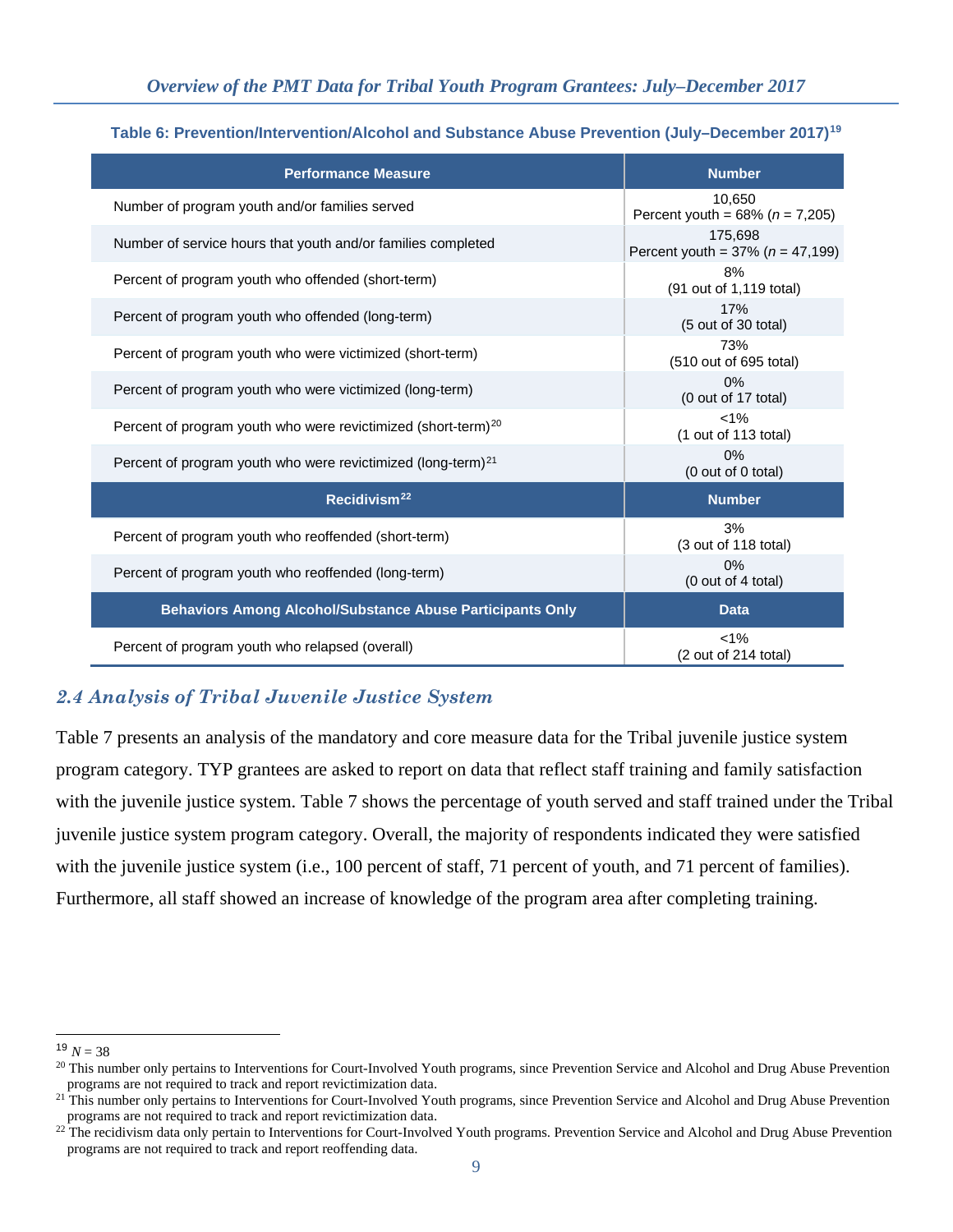**Table 6: Prevention/Intervention/Alcohol and Substance Abuse Prevention (July–December 2017)[19]**

| Performance Measure | Number |
|---|---|
| Number of program youth and/or families served | 10,650<br>Percent youth = 68% ($n$ = 7,205) |
| Number of service hours that youth and/or families completed | 175,698<br>Percent youth = 37% ($n$ = 47,199) |
| Percent of program youth who offended (short-term) | 8%<br>(91 out of 1,119 total) |
| Percent of program youth who offended (long-term) | 17%<br>(5 out of 30 total) |
| Percent of program youth who were victimized (short-term) | 73%<br>(510 out of 695 total) |
| Percent of program youth who were victimized (long-term) | 0%<br>(0 out of 17 total) |
| Percent of program youth who were revictimized (short-term)[20] | <1%<br>(1 out of 113 total) |
| Percent of program youth who were revictimized (long-term)[21] | 0%<br>(0 out of 0 total) |
| **Recidivism[22]** | **Number** |
| Percent of program youth who reoffended (short-term) | 3%<br>(3 out of 118 total) |
| Percent of program youth who reoffended (long-term) | 0%<br>(0 out of 4 total) |
| **Behaviors Among Alcohol/Substance Abuse Participants Only** | **Data** |
| Percent of program youth who relapsed (overall) | <1%<br>(2 out of 214 total) |

## 2.4 Analysis of Tribal Juvenile Justice System

Table 7 presents an analysis of the mandatory and core measure data for the Tribal juvenile justice system program category. TYP grantees are asked to report on data that reflect staff training and family satisfaction with the juvenile justice system. Table 7 shows the percentage of youth served and staff trained under the Tribal juvenile justice system program category. Overall, the majority of respondents indicated they were satisfied with the juvenile justice system (i.e., 100 percent of staff, 71 percent of youth, and 71 percent of families). Furthermore, all staff showed an increase of knowledge of the program area after completing training.

---

[19] $N$ = 38

[20] This number only pertains to Interventions for Court-Involved Youth programs, since Prevention Service and Alcohol and Drug Abuse Prevention programs are not required to track and report revictimization data.

[21] This number only pertains to Interventions for Court-Involved Youth programs, since Prevention Service and Alcohol and Drug Abuse Prevention programs are not required to track and report revictimization data.

[22] The recidivism data only pertain to Interventions for Court-Involved Youth programs. Prevention Service and Alcohol and Drug Abuse Prevention programs are not required to track and report reoffending data.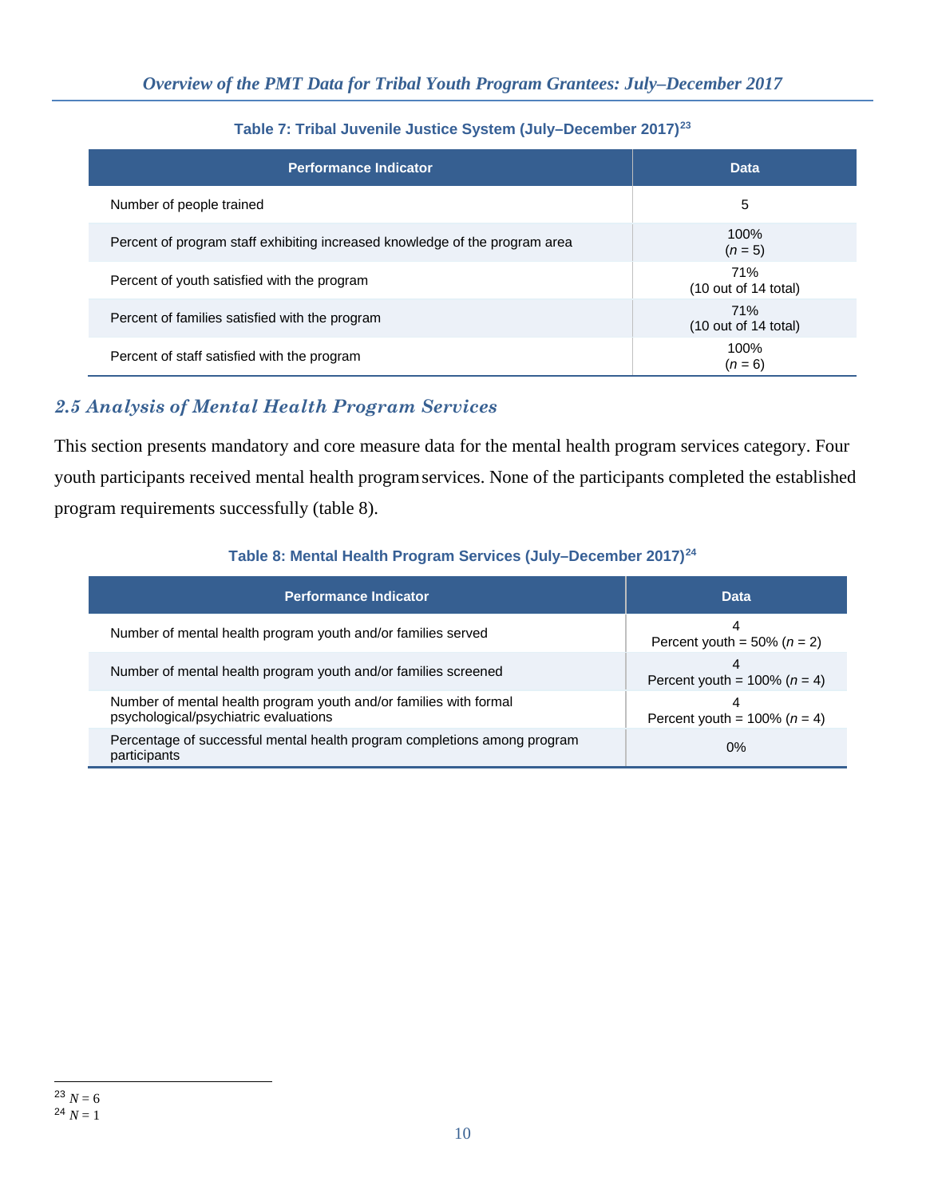**Table 7: Tribal Juvenile Justice System (July–December 2017)[23]**

| Performance Indicator | Data |
|---|---|
| Number of people trained | 5 |
| Percent of program staff exhibiting increased knowledge of the program area | 100% ($n$ = 5) |
| Percent of youth satisfied with the program | 71% (10 out of 14 total) |
| Percent of families satisfied with the program | 71% (10 out of 14 total) |
| Percent of staff satisfied with the program | 100% ($n$ = 6) |

## *2.5 Analysis of Mental Health Program Services*

This section presents mandatory and core measure data for the mental health program services category. Four youth participants received mental health program services. None of the participants completed the established program requirements successfully (table 8).

**Table 8: Mental Health Program Services (July–December 2017)[24]**

| Performance Indicator | Data |
|---|---|
| Number of mental health program youth and/or families served | 4<br>Percent youth = 50% ($n$ = 2) |
| Number of mental health program youth and/or families screened | 4<br>Percent youth = 100% ($n$ = 4) |
| Number of mental health program youth and/or families with formal psychological/psychiatric evaluations | 4<br>Percent youth = 100% ($n$ = 4) |
| Percentage of successful mental health program completions among program participants | 0% |

[23] $N = 6$

[24] $N = 1$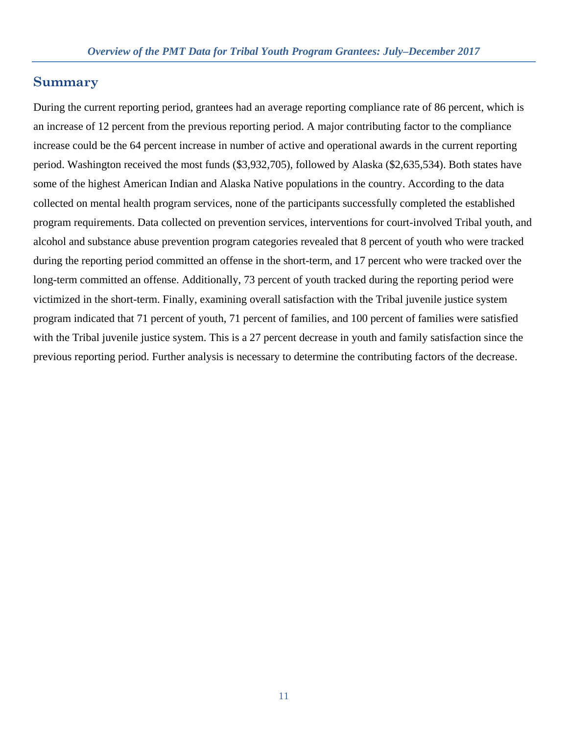## Summary

During the current reporting period, grantees had an average reporting compliance rate of 86 percent, which is an increase of 12 percent from the previous reporting period. A major contributing factor to the compliance increase could be the 64 percent increase in number of active and operational awards in the current reporting period. Washington received the most funds ($3,932,705), followed by Alaska ($2,635,534). Both states have some of the highest American Indian and Alaska Native populations in the country. According to the data collected on mental health program services, none of the participants successfully completed the established program requirements. Data collected on prevention services, interventions for court-involved Tribal youth, and alcohol and substance abuse prevention program categories revealed that 8 percent of youth who were tracked during the reporting period committed an offense in the short-term, and 17 percent who were tracked over the long-term committed an offense. Additionally, 73 percent of youth tracked during the reporting period were victimized in the short-term. Finally, examining overall satisfaction with the Tribal juvenile justice system program indicated that 71 percent of youth, 71 percent of families, and 100 percent of families were satisfied with the Tribal juvenile justice system. This is a 27 percent decrease in youth and family satisfaction since the previous reporting period. Further analysis is necessary to determine the contributing factors of the decrease.